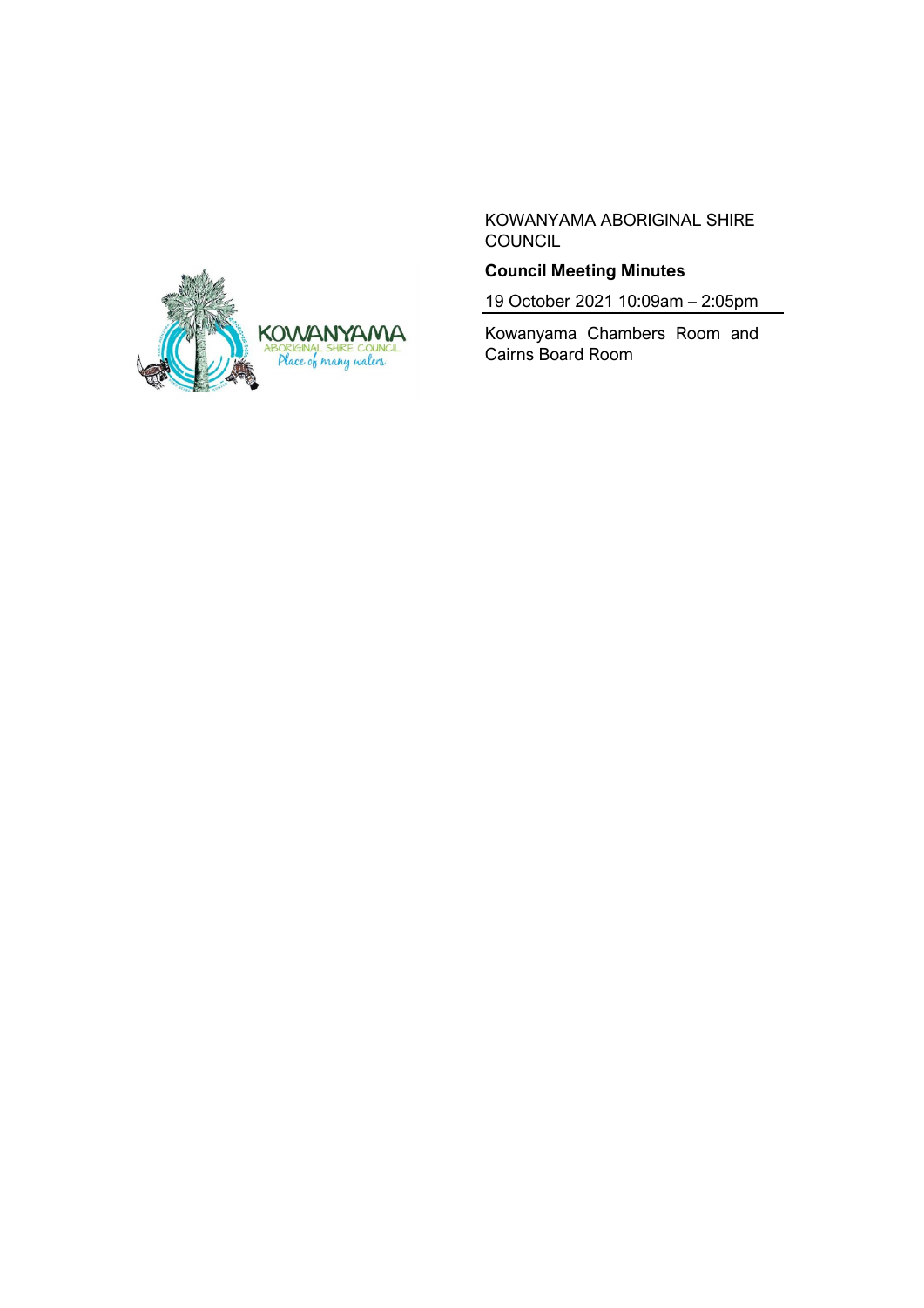KOWANYAMA ABORIGINAL SHIRE COUNCIL

**Council Meeting Minutes**

19 October 2021 10:09am – 2:05pm

Kowanyama Chambers Room and Cairns Board Room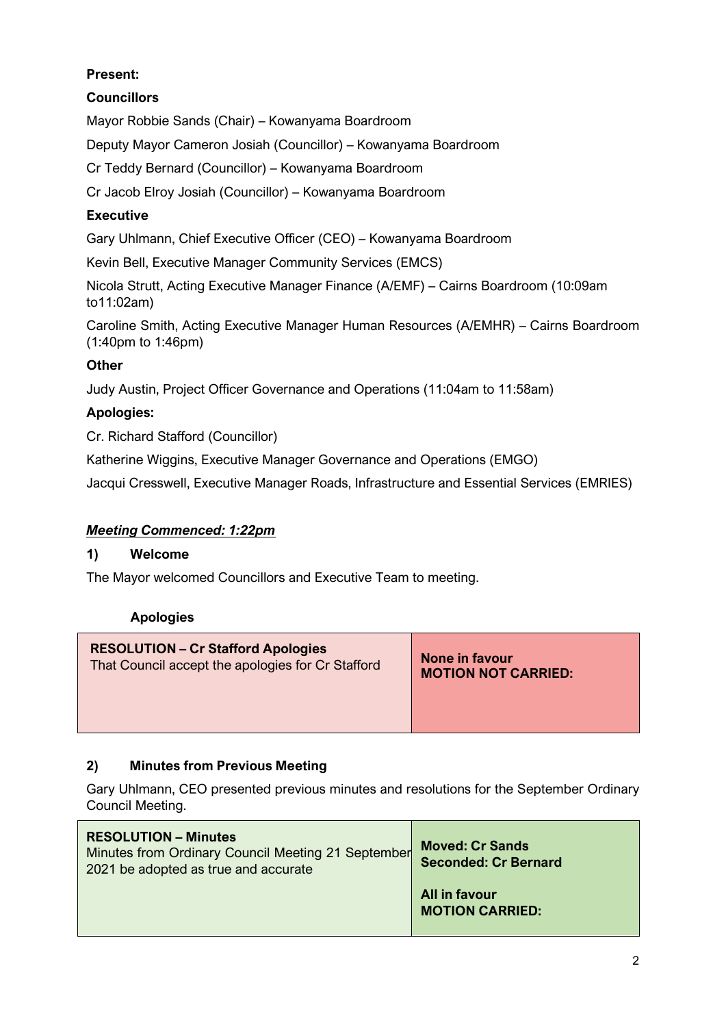**Present:**

**Councillors**

Mayor Robbie Sands (Chair) – Kowanyama Boardroom

Deputy Mayor Cameron Josiah (Councillor) – Kowanyama Boardroom

Cr Teddy Bernard (Councillor) – Kowanyama Boardroom

Cr Jacob Elroy Josiah (Councillor) – Kowanyama Boardroom

**Executive**

Gary Uhlmann, Chief Executive Officer (CEO) – Kowanyama Boardroom

Kevin Bell, Executive Manager Community Services (EMCS)

Nicola Strutt, Acting Executive Manager Finance (A/EMF) – Cairns Boardroom (10:09am to11:02am)

Caroline Smith, Acting Executive Manager Human Resources (A/EMHR) – Cairns Boardroom (1:40pm to 1:46pm)

**Other**

Judy Austin, Project Officer Governance and Operations (11:04am to 11:58am)

**Apologies:**

Cr. Richard Stafford (Councillor)

Katherine Wiggins, Executive Manager Governance and Operations (EMGO)

Jacqui Cresswell, Executive Manager Roads, Infrastructure and Essential Services (EMRIES)

***Meeting Commenced: 1:22pm***

## 1) Welcome

The Mayor welcomed Councillors and Executive Team to meeting.

### Apologies

| **RESOLUTION – Cr Stafford Apologies**<br>That Council accept the apologies for Cr Stafford | **None in favour**<br>**MOTION NOT CARRIED:** |
|---|---|

## 2) Minutes from Previous Meeting

Gary Uhlmann, CEO presented previous minutes and resolutions for the September Ordinary Council Meeting.

| **RESOLUTION – Minutes**<br>Minutes from Ordinary Council Meeting 21 September 2021 be adopted as true and accurate | **Moved: Cr Sands**<br>**Seconded: Cr Bernard**<br><br>**All in favour**<br>**MOTION CARRIED:** |
|---|---|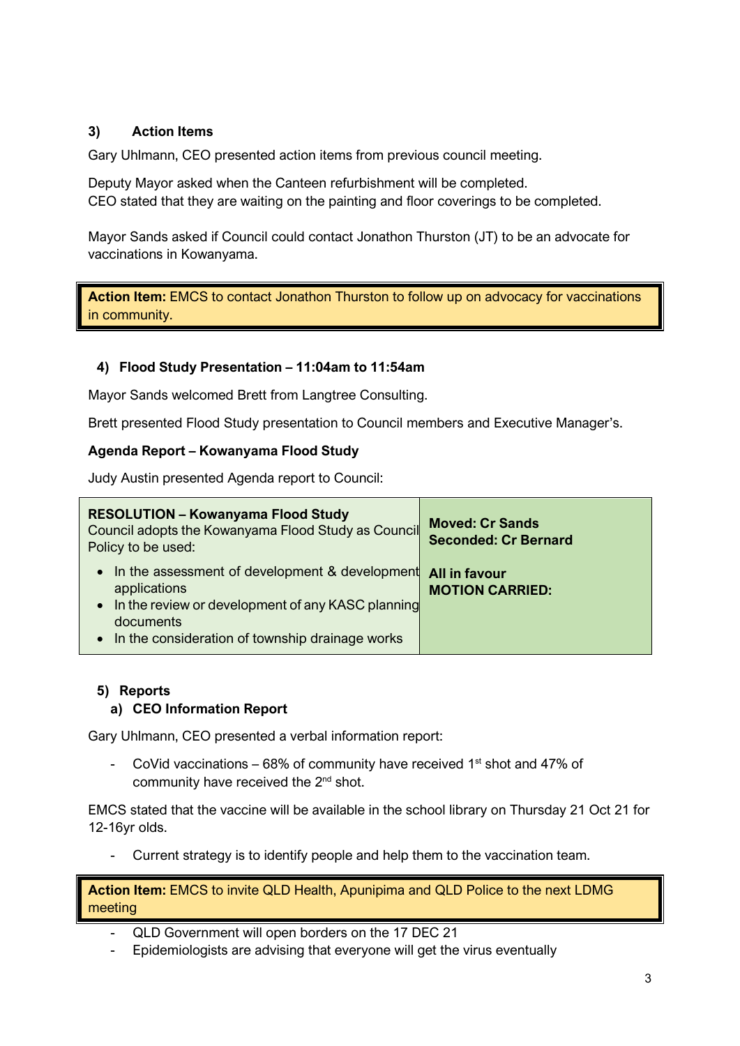### 3) Action Items

Gary Uhlmann, CEO presented action items from previous council meeting.

Deputy Mayor asked when the Canteen refurbishment will be completed.
CEO stated that they are waiting on the painting and floor coverings to be completed.

Mayor Sands asked if Council could contact Jonathon Thurston (JT) to be an advocate for vaccinations in Kowanyama.

> **Action Item:** EMCS to contact Jonathon Thurston to follow up on advocacy for vaccinations in community.

### 4) Flood Study Presentation – 11:04am to 11:54am

Mayor Sands welcomed Brett from Langtree Consulting.

Brett presented Flood Study presentation to Council members and Executive Manager's.

**Agenda Report – Kowanyama Flood Study**

Judy Austin presented Agenda report to Council:

| **RESOLUTION – Kowanyama Flood Study**<br>Council adopts the Kowanyama Flood Study as Council Policy to be used:<br>• In the assessment of development & development applications<br>• In the review or development of any KASC planning documents<br>• In the consideration of township drainage works | **Moved: Cr Sands**<br>**Seconded: Cr Bernard**<br><br>**All in favour**<br>**MOTION CARRIED:** |
|---|---|

### 5) Reports

#### a) CEO Information Report

Gary Uhlmann, CEO presented a verbal information report:

- CoVid vaccinations – 68% of community have received 1st shot and 47% of community have received the 2nd shot.

EMCS stated that the vaccine will be available in the school library on Thursday 21 Oct 21 for 12-16yr olds.

- Current strategy is to identify people and help them to the vaccination team.

> **Action Item:** EMCS to invite QLD Health, Apunipima and QLD Police to the next LDMG meeting

- QLD Government will open borders on the 17 DEC 21
- Epidemiologists are advising that everyone will get the virus eventually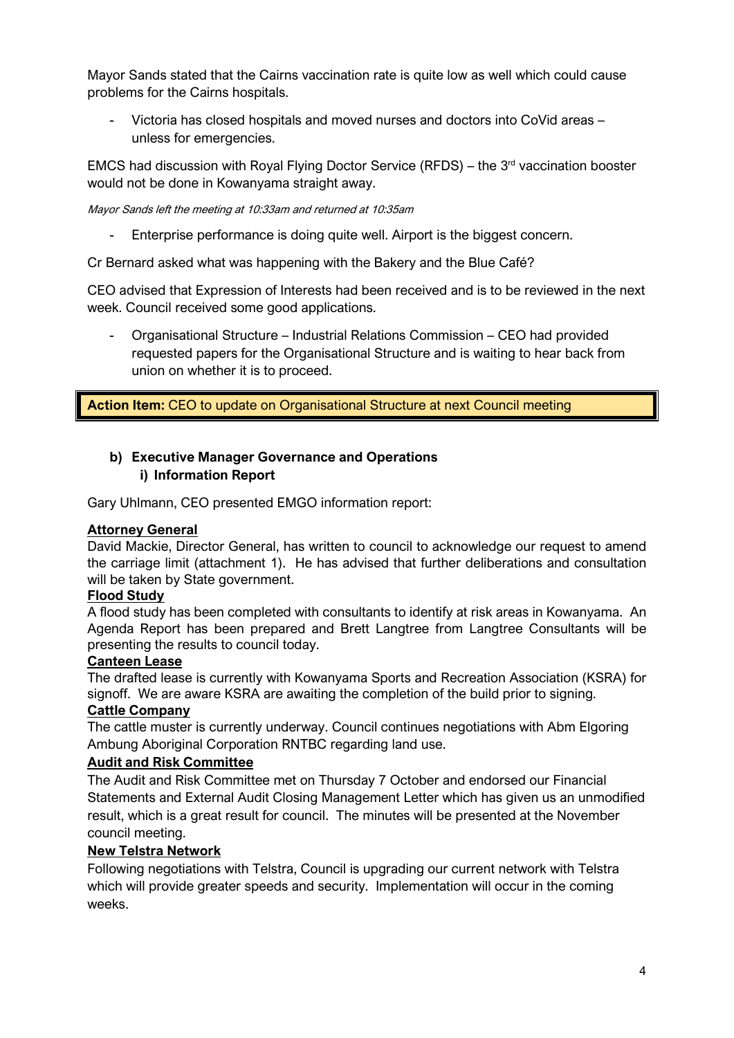Mayor Sands stated that the Cairns vaccination rate is quite low as well which could cause problems for the Cairns hospitals.

- Victoria has closed hospitals and moved nurses and doctors into CoVid areas – unless for emergencies.

EMCS had discussion with Royal Flying Doctor Service (RFDS) – the 3rd vaccination booster would not be done in Kowanyama straight away.

*Mayor Sands left the meeting at 10:33am and returned at 10:35am*

- Enterprise performance is doing quite well. Airport is the biggest concern.

Cr Bernard asked what was happening with the Bakery and the Blue Café?

CEO advised that Expression of Interests had been received and is to be reviewed in the next week. Council received some good applications.

- Organisational Structure – Industrial Relations Commission – CEO had provided requested papers for the Organisational Structure and is waiting to hear back from union on whether it is to proceed.

> **Action Item:** CEO to update on Organisational Structure at next Council meeting

### b) Executive Manager Governance and Operations

#### i) Information Report

Gary Uhlmann, CEO presented EMGO information report:

**Attorney General**
David Mackie, Director General, has written to council to acknowledge our request to amend the carriage limit (attachment 1). He has advised that further deliberations and consultation will be taken by State government.

**Flood Study**
A flood study has been completed with consultants to identify at risk areas in Kowanyama. An Agenda Report has been prepared and Brett Langtree from Langtree Consultants will be presenting the results to council today.

**Canteen Lease**
The drafted lease is currently with Kowanyama Sports and Recreation Association (KSRA) for signoff. We are aware KSRA are awaiting the completion of the build prior to signing.

**Cattle Company**
The cattle muster is currently underway. Council continues negotiations with Abm Elgoring Ambung Aboriginal Corporation RNTBC regarding land use.

**Audit and Risk Committee**
The Audit and Risk Committee met on Thursday 7 October and endorsed our Financial Statements and External Audit Closing Management Letter which has given us an unmodified result, which is a great result for council. The minutes will be presented at the November council meeting.

**New Telstra Network**
Following negotiations with Telstra, Council is upgrading our current network with Telstra which will provide greater speeds and security. Implementation will occur in the coming weeks.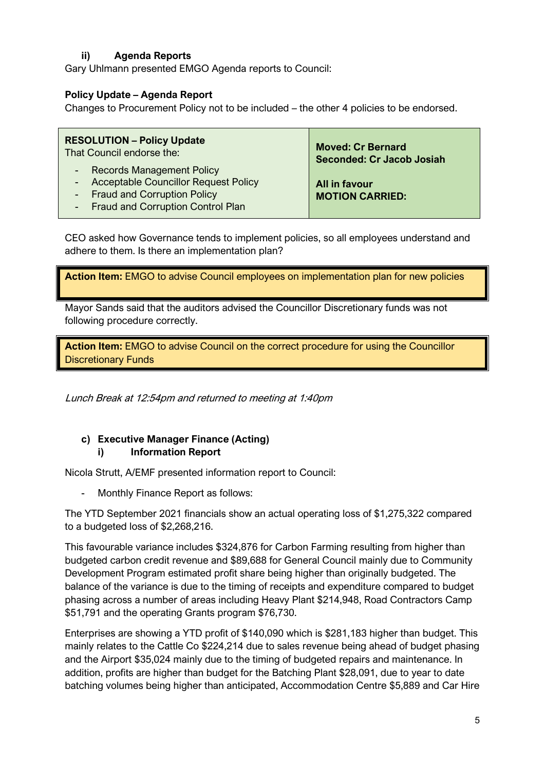#### ii) Agenda Reports

Gary Uhlmann presented EMGO Agenda reports to Council:

**Policy Update – Agenda Report**

Changes to Procurement Policy not to be included – the other 4 policies to be endorsed.

| **RESOLUTION – Policy Update**<br>That Council endorse the:<br>- Records Management Policy<br>- Acceptable Councillor Request Policy<br>- Fraud and Corruption Policy<br>- Fraud and Corruption Control Plan | **Moved: Cr Bernard**<br>**Seconded: Cr Jacob Josiah**<br><br>**All in favour**<br>**MOTION CARRIED:** |
|---|---|

CEO asked how Governance tends to implement policies, so all employees understand and adhere to them. Is there an implementation plan?

**Action Item:** EMGO to advise Council employees on implementation plan for new policies

Mayor Sands said that the auditors advised the Councillor Discretionary funds was not following procedure correctly.

**Action Item:** EMGO to advise Council on the correct procedure for using the Councillor Discretionary Funds

*Lunch Break at 12:54pm and returned to meeting at 1:40pm*

### c) Executive Manager Finance (Acting)

#### i) Information Report

Nicola Strutt, A/EMF presented information report to Council:

- Monthly Finance Report as follows:

The YTD September 2021 financials show an actual operating loss of $1,275,322 compared to a budgeted loss of $2,268,216.

This favourable variance includes $324,876 for Carbon Farming resulting from higher than budgeted carbon credit revenue and $89,688 for General Council mainly due to Community Development Program estimated profit share being higher than originally budgeted. The balance of the variance is due to the timing of receipts and expenditure compared to budget phasing across a number of areas including Heavy Plant $214,948, Road Contractors Camp $51,791 and the operating Grants program $76,730.

Enterprises are showing a YTD profit of $140,090 which is $281,183 higher than budget. This mainly relates to the Cattle Co $224,214 due to sales revenue being ahead of budget phasing and the Airport $35,024 mainly due to the timing of budgeted repairs and maintenance. In addition, profits are higher than budget for the Batching Plant $28,091, due to year to date batching volumes being higher than anticipated, Accommodation Centre $5,889 and Car Hire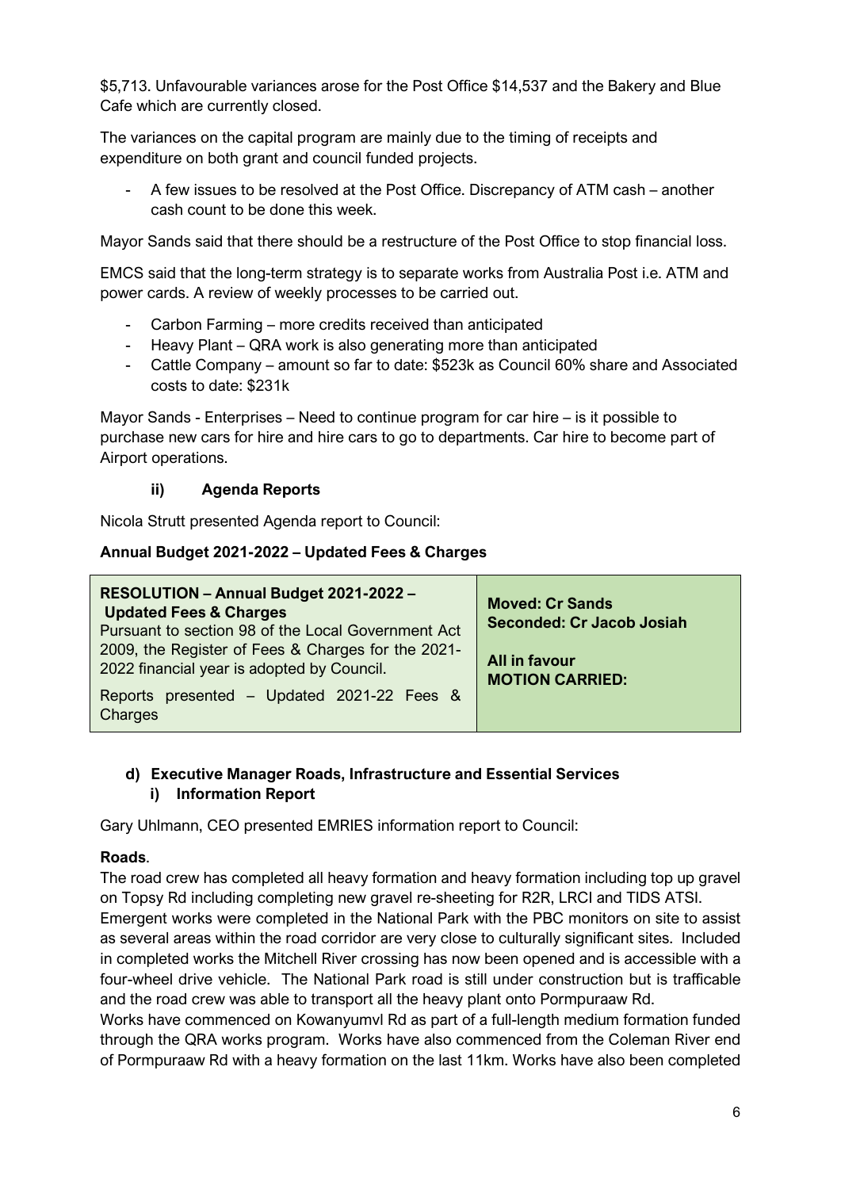$5,713. Unfavourable variances arose for the Post Office $14,537 and the Bakery and Blue Cafe which are currently closed.

The variances on the capital program are mainly due to the timing of receipts and expenditure on both grant and council funded projects.

- A few issues to be resolved at the Post Office. Discrepancy of ATM cash – another cash count to be done this week.

Mayor Sands said that there should be a restructure of the Post Office to stop financial loss.

EMCS said that the long-term strategy is to separate works from Australia Post i.e. ATM and power cards. A review of weekly processes to be carried out.

- Carbon Farming – more credits received than anticipated
- Heavy Plant – QRA work is also generating more than anticipated
- Cattle Company – amount so far to date: $523k as Council 60% share and Associated costs to date: $231k

Mayor Sands - Enterprises – Need to continue program for car hire – is it possible to purchase new cars for hire and hire cars to go to departments. Car hire to become part of Airport operations.

**ii) Agenda Reports**

Nicola Strutt presented Agenda report to Council:

**Annual Budget 2021-2022 – Updated Fees & Charges**

| **RESOLUTION – Annual Budget 2021-2022 – Updated Fees & Charges**<br>Pursuant to section 98 of the Local Government Act 2009, the Register of Fees & Charges for the 2021-2022 financial year is adopted by Council.<br>Reports presented – Updated 2021-22 Fees & Charges | **Moved: Cr Sands**<br>**Seconded: Cr Jacob Josiah**<br><br>**All in favour**<br>**MOTION CARRIED:** |
|---|---|

**d) Executive Manager Roads, Infrastructure and Essential Services**

**i) Information Report**

Gary Uhlmann, CEO presented EMRIES information report to Council:

**Roads**.

The road crew has completed all heavy formation and heavy formation including top up gravel on Topsy Rd including completing new gravel re-sheeting for R2R, LRCI and TIDS ATSI.

Emergent works were completed in the National Park with the PBC monitors on site to assist as several areas within the road corridor are very close to culturally significant sites. Included in completed works the Mitchell River crossing has now been opened and is accessible with a four-wheel drive vehicle. The National Park road is still under construction but is trafficable and the road crew was able to transport all the heavy plant onto Pormpuraaw Rd.

Works have commenced on Kowanyumvl Rd as part of a full-length medium formation funded through the QRA works program. Works have also commenced from the Coleman River end of Pormpuraaw Rd with a heavy formation on the last 11km. Works have also been completed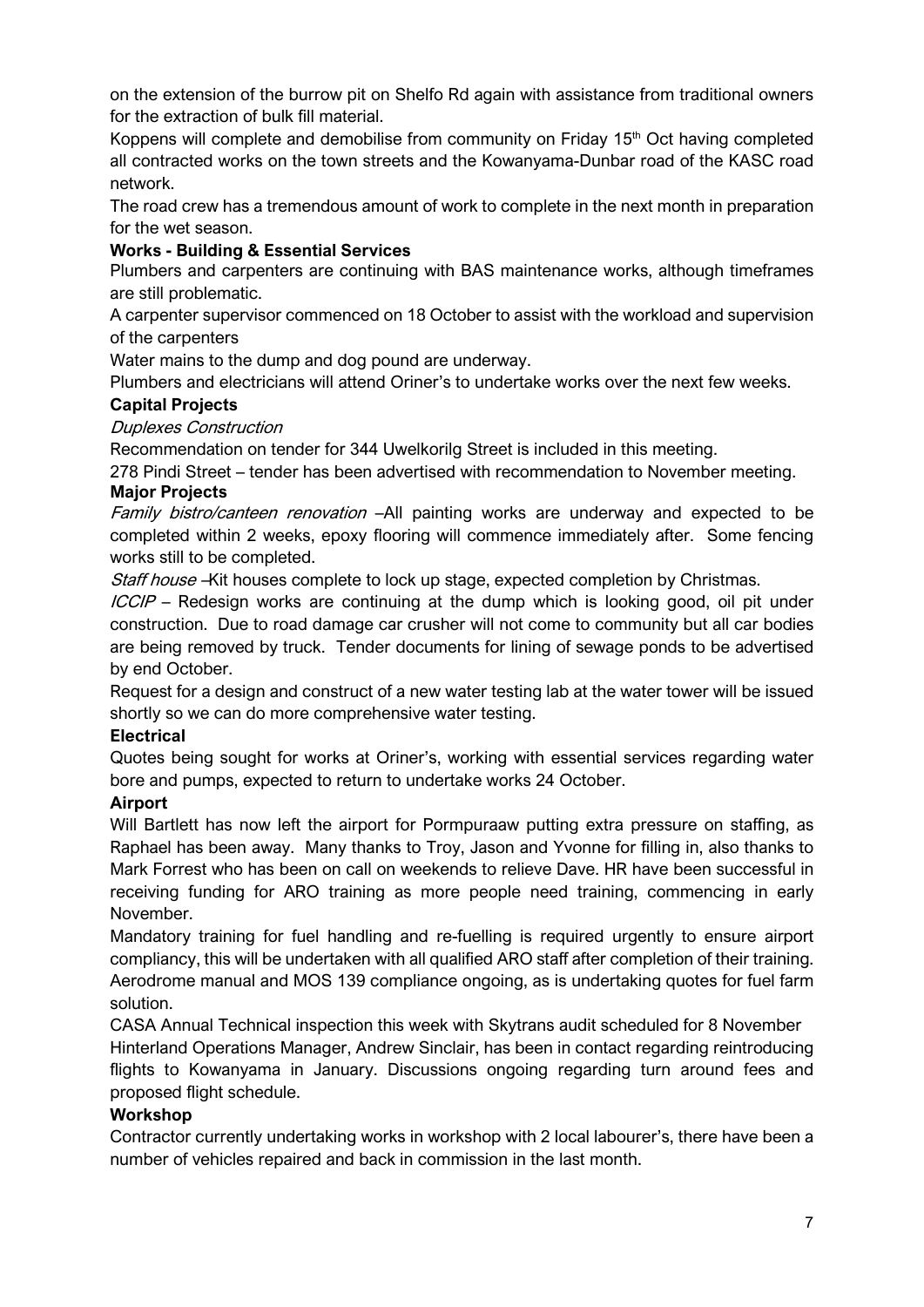on the extension of the burrow pit on Shelfo Rd again with assistance from traditional owners for the extraction of bulk fill material.

Koppens will complete and demobilise from community on Friday 15th Oct having completed all contracted works on the town streets and the Kowanyama-Dunbar road of the KASC road network.

The road crew has a tremendous amount of work to complete in the next month in preparation for the wet season.

**Works - Building & Essential Services**

Plumbers and carpenters are continuing with BAS maintenance works, although timeframes are still problematic.

A carpenter supervisor commenced on 18 October to assist with the workload and supervision of the carpenters

Water mains to the dump and dog pound are underway.

Plumbers and electricians will attend Oriner's to undertake works over the next few weeks.

**Capital Projects**

*Duplexes Construction*

Recommendation on tender for 344 Uwelkorilg Street is included in this meeting.

278 Pindi Street – tender has been advertised with recommendation to November meeting.

**Major Projects**

*Family bistro/canteen renovation* –All painting works are underway and expected to be completed within 2 weeks, epoxy flooring will commence immediately after. Some fencing works still to be completed.

*Staff house* –Kit houses complete to lock up stage, expected completion by Christmas.

*ICCIP* – Redesign works are continuing at the dump which is looking good, oil pit under construction. Due to road damage car crusher will not come to community but all car bodies are being removed by truck. Tender documents for lining of sewage ponds to be advertised by end October.

Request for a design and construct of a new water testing lab at the water tower will be issued shortly so we can do more comprehensive water testing.

**Electrical**

Quotes being sought for works at Oriner's, working with essential services regarding water bore and pumps, expected to return to undertake works 24 October.

**Airport**

Will Bartlett has now left the airport for Pormpuraaw putting extra pressure on staffing, as Raphael has been away. Many thanks to Troy, Jason and Yvonne for filling in, also thanks to Mark Forrest who has been on call on weekends to relieve Dave. HR have been successful in receiving funding for ARO training as more people need training, commencing in early November.

Mandatory training for fuel handling and re-fuelling is required urgently to ensure airport compliancy, this will be undertaken with all qualified ARO staff after completion of their training. Aerodrome manual and MOS 139 compliance ongoing, as is undertaking quotes for fuel farm solution.

CASA Annual Technical inspection this week with Skytrans audit scheduled for 8 November

Hinterland Operations Manager, Andrew Sinclair, has been in contact regarding reintroducing flights to Kowanyama in January. Discussions ongoing regarding turn around fees and proposed flight schedule.

**Workshop**

Contractor currently undertaking works in workshop with 2 local labourer's, there have been a number of vehicles repaired and back in commission in the last month.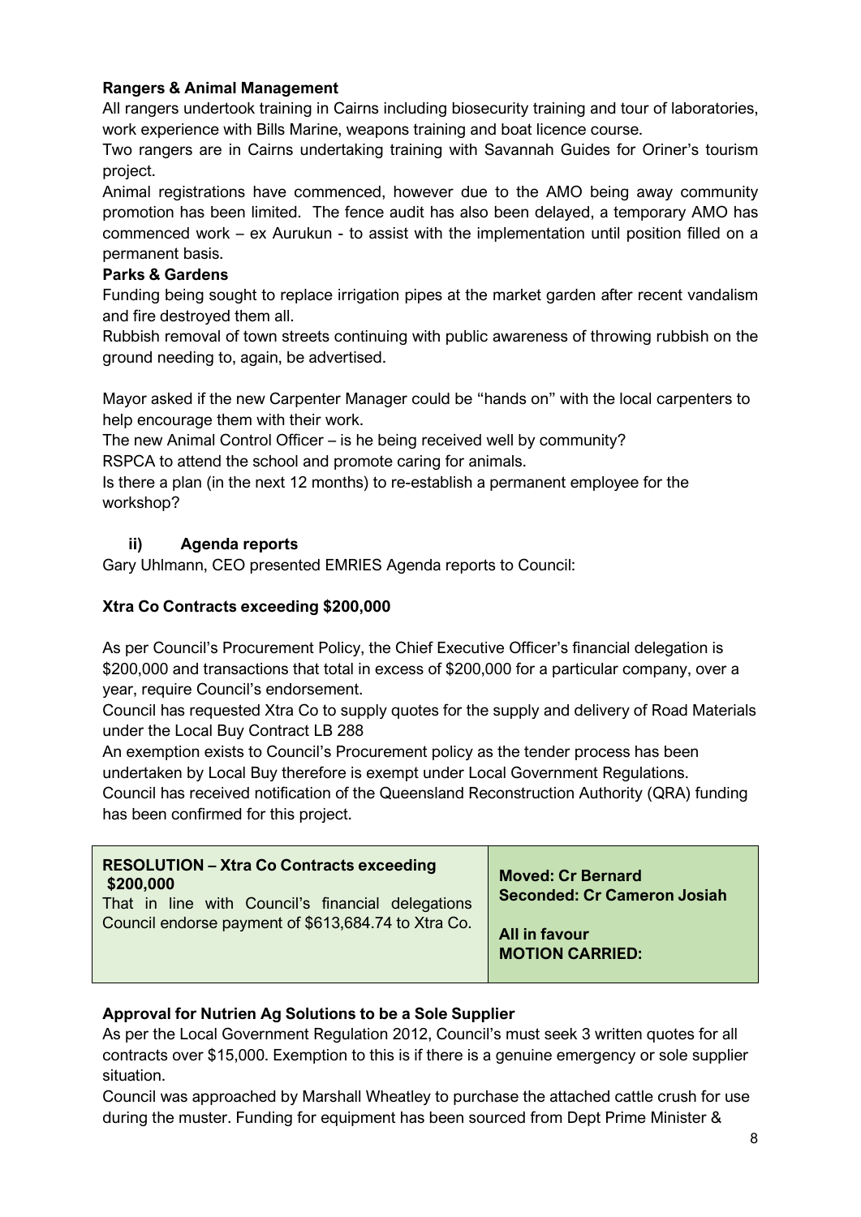**Rangers & Animal Management**

All rangers undertook training in Cairns including biosecurity training and tour of laboratories, work experience with Bills Marine, weapons training and boat licence course.

Two rangers are in Cairns undertaking training with Savannah Guides for Oriner's tourism project.

Animal registrations have commenced, however due to the AMO being away community promotion has been limited. The fence audit has also been delayed, a temporary AMO has commenced work – ex Aurukun - to assist with the implementation until position filled on a permanent basis.

**Parks & Gardens**

Funding being sought to replace irrigation pipes at the market garden after recent vandalism and fire destroyed them all.

Rubbish removal of town streets continuing with public awareness of throwing rubbish on the ground needing to, again, be advertised.

Mayor asked if the new Carpenter Manager could be "hands on" with the local carpenters to help encourage them with their work.

The new Animal Control Officer – is he being received well by community?

RSPCA to attend the school and promote caring for animals.

Is there a plan (in the next 12 months) to re-establish a permanent employee for the workshop?

### ii) Agenda reports

Gary Uhlmann, CEO presented EMRIES Agenda reports to Council:

**Xtra Co Contracts exceeding $200,000**

As per Council's Procurement Policy, the Chief Executive Officer's financial delegation is $200,000 and transactions that total in excess of $200,000 for a particular company, over a year, require Council's endorsement.

Council has requested Xtra Co to supply quotes for the supply and delivery of Road Materials under the Local Buy Contract LB 288

An exemption exists to Council's Procurement policy as the tender process has been undertaken by Local Buy therefore is exempt under Local Government Regulations.

Council has received notification of the Queensland Reconstruction Authority (QRA) funding has been confirmed for this project.

| **RESOLUTION – Xtra Co Contracts exceeding $200,000**<br>That in line with Council's financial delegations Council endorse payment of $613,684.74 to Xtra Co. | **Moved: Cr Bernard**<br>**Seconded: Cr Cameron Josiah**<br><br>**All in favour**<br>**MOTION CARRIED:** |
|---|---|

**Approval for Nutrien Ag Solutions to be a Sole Supplier**

As per the Local Government Regulation 2012, Council's must seek 3 written quotes for all contracts over $15,000. Exemption to this is if there is a genuine emergency or sole supplier situation.

Council was approached by Marshall Wheatley to purchase the attached cattle crush for use during the muster. Funding for equipment has been sourced from Dept Prime Minister &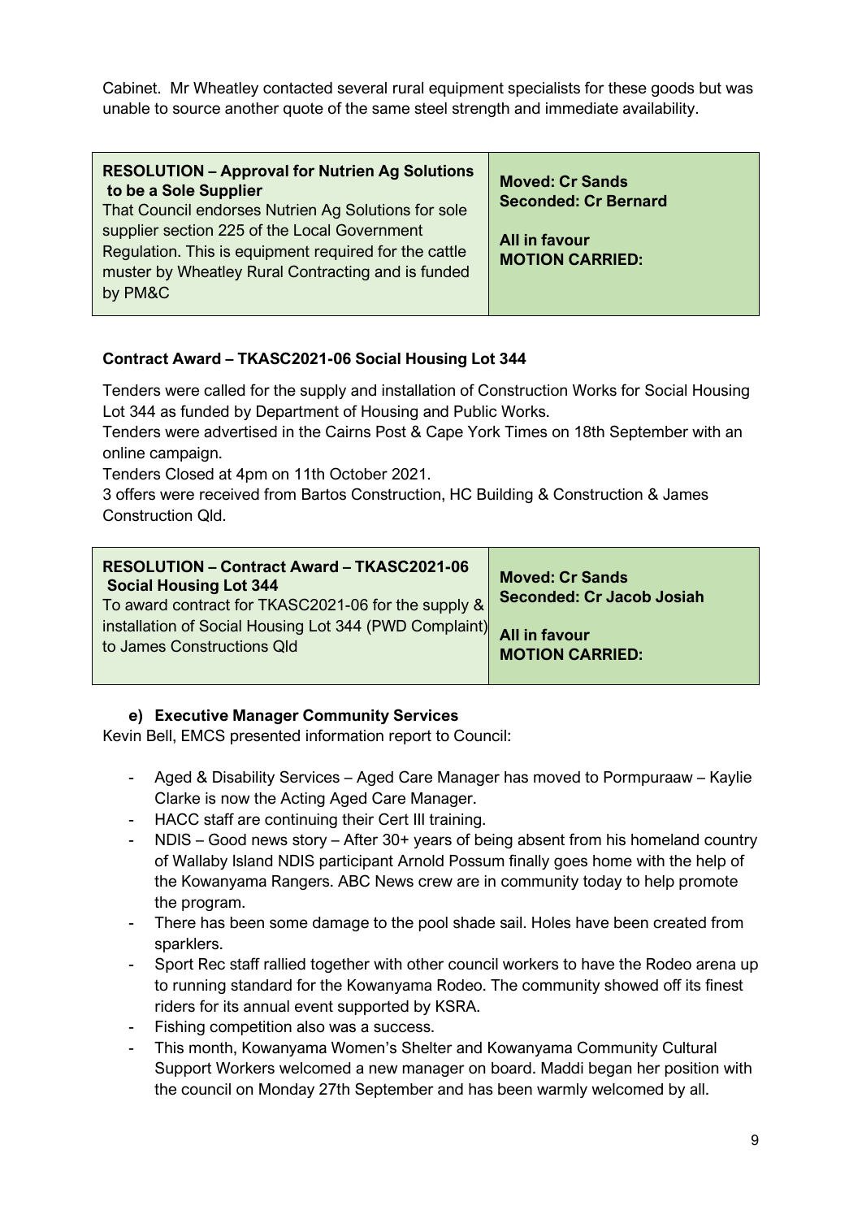Cabinet. Mr Wheatley contacted several rural equipment specialists for these goods but was unable to source another quote of the same steel strength and immediate availability.

| **RESOLUTION – Approval for Nutrien Ag Solutions to be a Sole Supplier**<br>That Council endorses Nutrien Ag Solutions for sole supplier section 225 of the Local Government Regulation. This is equipment required for the cattle muster by Wheatley Rural Contracting and is funded by PM&C | **Moved: Cr Sands**<br>**Seconded: Cr Bernard**<br><br>**All in favour**<br>**MOTION CARRIED:** |
|---|---|

**Contract Award – TKASC2021-06 Social Housing Lot 344**

Tenders were called for the supply and installation of Construction Works for Social Housing Lot 344 as funded by Department of Housing and Public Works.
Tenders were advertised in the Cairns Post & Cape York Times on 18th September with an online campaign.
Tenders Closed at 4pm on 11th October 2021.
3 offers were received from Bartos Construction, HC Building & Construction & James Construction Qld.

| **RESOLUTION – Contract Award – TKASC2021-06 Social Housing Lot 344**<br>To award contract for TKASC2021-06 for the supply & installation of Social Housing Lot 344 (PWD Complaint) to James Constructions Qld | **Moved: Cr Sands**<br>**Seconded: Cr Jacob Josiah**<br><br>**All in favour**<br>**MOTION CARRIED:** |
|---|---|

**e) Executive Manager Community Services**

Kevin Bell, EMCS presented information report to Council:

- Aged & Disability Services – Aged Care Manager has moved to Pormpuraaw – Kaylie Clarke is now the Acting Aged Care Manager.
- HACC staff are continuing their Cert III training.
- NDIS – Good news story – After 30+ years of being absent from his homeland country of Wallaby Island NDIS participant Arnold Possum finally goes home with the help of the Kowanyama Rangers. ABC News crew are in community today to help promote the program.
- There has been some damage to the pool shade sail. Holes have been created from sparklers.
- Sport Rec staff rallied together with other council workers to have the Rodeo arena up to running standard for the Kowanyama Rodeo. The community showed off its finest riders for its annual event supported by KSRA.
- Fishing competition also was a success.
- This month, Kowanyama Women's Shelter and Kowanyama Community Cultural Support Workers welcomed a new manager on board. Maddi began her position with the council on Monday 27th September and has been warmly welcomed by all.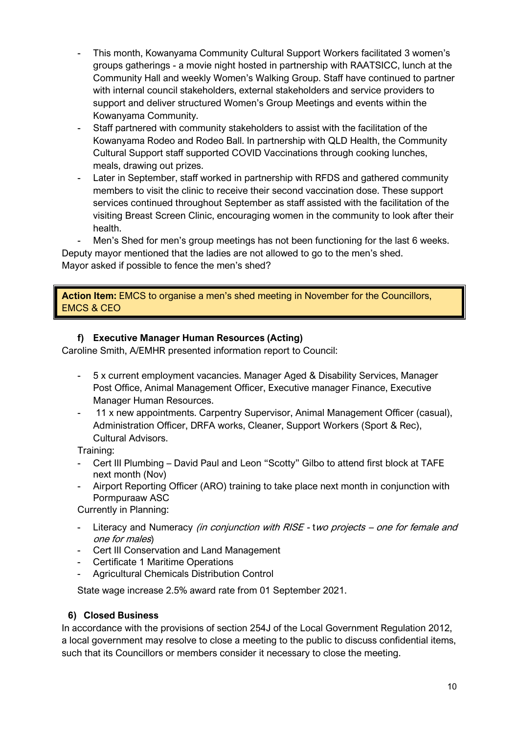- This month, Kowanyama Community Cultural Support Workers facilitated 3 women's groups gatherings - a movie night hosted in partnership with RAATSICC, lunch at the Community Hall and weekly Women's Walking Group. Staff have continued to partner with internal council stakeholders, external stakeholders and service providers to support and deliver structured Women's Group Meetings and events within the Kowanyama Community.
- Staff partnered with community stakeholders to assist with the facilitation of the Kowanyama Rodeo and Rodeo Ball. In partnership with QLD Health, the Community Cultural Support staff supported COVID Vaccinations through cooking lunches, meals, drawing out prizes.
- Later in September, staff worked in partnership with RFDS and gathered community members to visit the clinic to receive their second vaccination dose. These support services continued throughout September as staff assisted with the facilitation of the visiting Breast Screen Clinic, encouraging women in the community to look after their health.
- Men's Shed for men's group meetings has not been functioning for the last 6 weeks.

Deputy mayor mentioned that the ladies are not allowed to go to the men's shed.
Mayor asked if possible to fence the men's shed?

> **Action Item:** EMCS to organise a men's shed meeting in November for the Councillors, EMCS & CEO

#### f) Executive Manager Human Resources (Acting)

Caroline Smith, A/EMHR presented information report to Council:

- 5 x current employment vacancies. Manager Aged & Disability Services, Manager Post Office, Animal Management Officer, Executive manager Finance, Executive Manager Human Resources.
- 11 x new appointments. Carpentry Supervisor, Animal Management Officer (casual), Administration Officer, DRFA works, Cleaner, Support Workers (Sport & Rec), Cultural Advisors.

Training:

- Cert III Plumbing – David Paul and Leon "Scotty" Gilbo to attend first block at TAFE next month (Nov)
- Airport Reporting Officer (ARO) training to take place next month in conjunction with Pormpuraaw ASC

Currently in Planning:

- Literacy and Numeracy *(in conjunction with RISE - two projects – one for female and one for males*)
- Cert III Conservation and Land Management
- Certificate 1 Maritime Operations
- Agricultural Chemicals Distribution Control

State wage increase 2.5% award rate from 01 September 2021.

### 6) Closed Business

In accordance with the provisions of section 254J of the Local Government Regulation 2012, a local government may resolve to close a meeting to the public to discuss confidential items, such that its Councillors or members consider it necessary to close the meeting.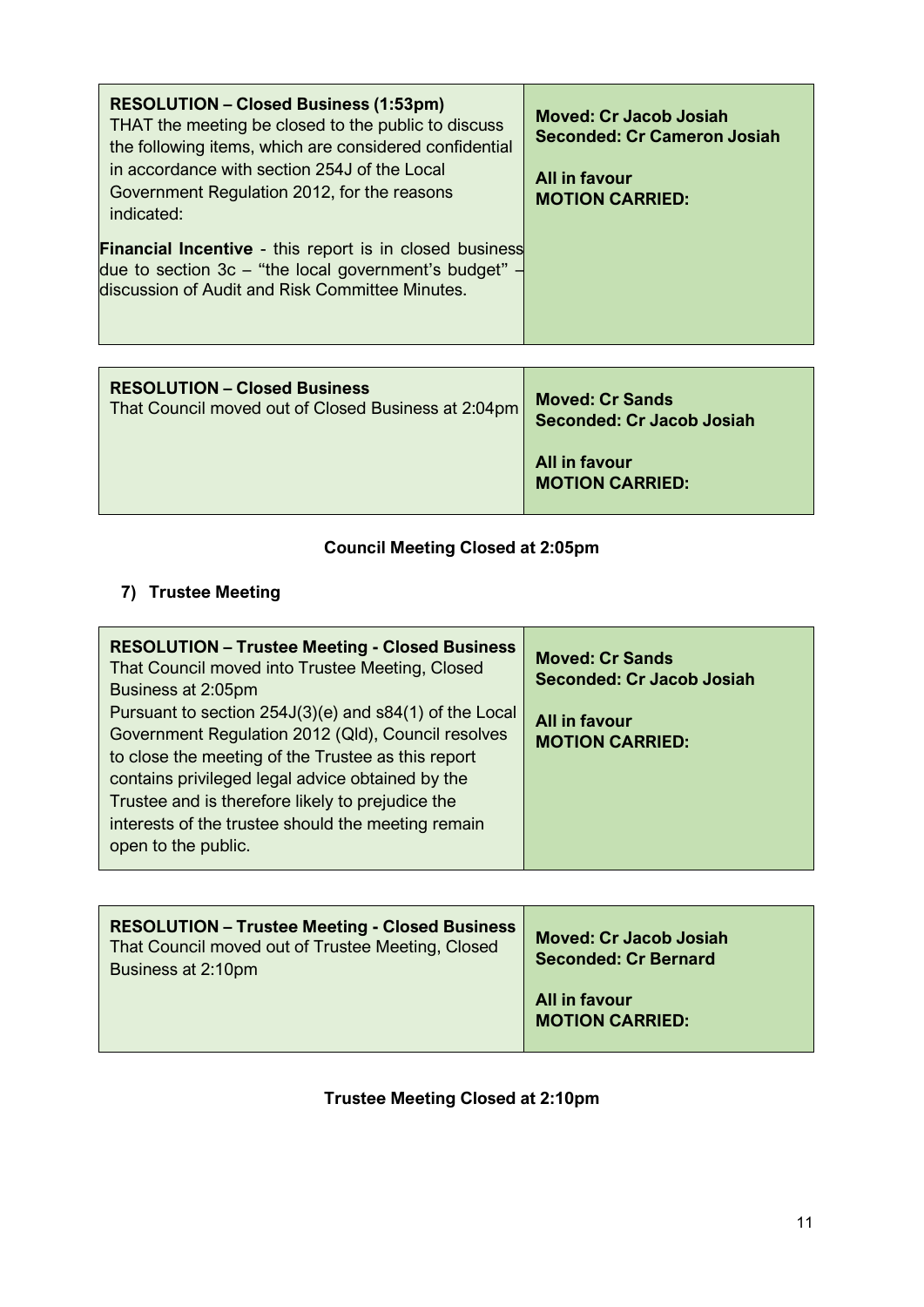| | |
|---|---|
| **RESOLUTION – Closed Business (1:53pm)**<br>THAT the meeting be closed to the public to discuss the following items, which are considered confidential in accordance with section 254J of the Local Government Regulation 2012, for the reasons indicated:<br><br>**Financial Incentive** - this report is in closed business due to section 3c – "the local government's budget" – discussion of Audit and Risk Committee Minutes. | **Moved: Cr Jacob Josiah**<br>**Seconded: Cr Cameron Josiah**<br><br>**All in favour**<br>**MOTION CARRIED:** |

| | |
|---|---|
| **RESOLUTION – Closed Business**<br>That Council moved out of Closed Business at 2:04pm | **Moved: Cr Sands**<br>**Seconded: Cr Jacob Josiah**<br><br>**All in favour**<br>**MOTION CARRIED:** |

**Council Meeting Closed at 2:05pm**

## 7) Trustee Meeting

| | |
|---|---|
| **RESOLUTION – Trustee Meeting - Closed Business**<br>That Council moved into Trustee Meeting, Closed Business at 2:05pm<br>Pursuant to section 254J(3)(e) and s84(1) of the Local Government Regulation 2012 (Qld), Council resolves to close the meeting of the Trustee as this report contains privileged legal advice obtained by the Trustee and is therefore likely to prejudice the interests of the trustee should the meeting remain open to the public. | **Moved: Cr Sands**<br>**Seconded: Cr Jacob Josiah**<br><br>**All in favour**<br>**MOTION CARRIED:** |

| | |
|---|---|
| **RESOLUTION – Trustee Meeting - Closed Business**<br>That Council moved out of Trustee Meeting, Closed Business at 2:10pm | **Moved: Cr Jacob Josiah**<br>**Seconded: Cr Bernard**<br><br>**All in favour**<br>**MOTION CARRIED:** |

**Trustee Meeting Closed at 2:10pm**